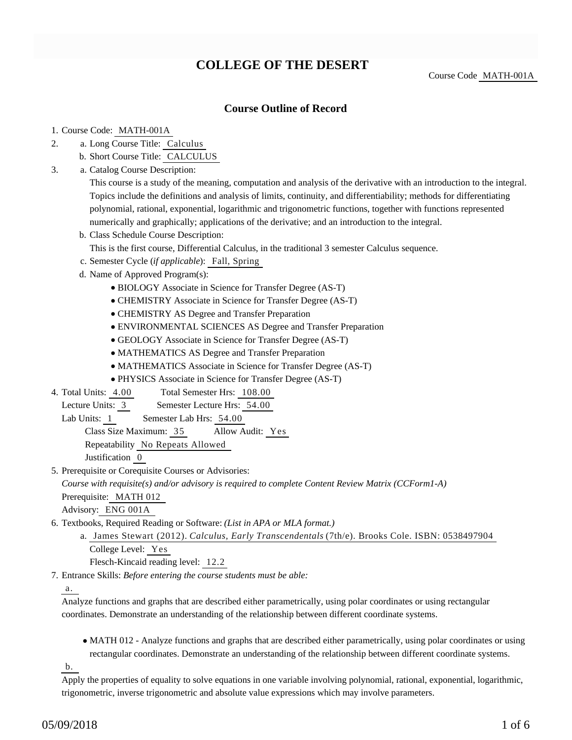# COLLEGE OF THE DESERT

Course Code MATH-001A

## Course Outline of Record

1. Course Code: MATH-001A
2. a. Long Course Title: Calculus
   b. Short Course Title: CALCULUS
3. a. Catalog Course Description:
   This course is a study of the meaning, computation and analysis of the derivative with an introduction to the integral. Topics include the definitions and analysis of limits, continuity, and differentiability; methods for differentiating polynomial, rational, exponential, logarithmic and trigonometric functions, together with functions represented numerically and graphically; applications of the derivative; and an introduction to the integral.
   b. Class Schedule Course Description:
   This is the first course, Differential Calculus, in the traditional 3 semester Calculus sequence.
   c. Semester Cycle (*if applicable*): Fall, Spring
   d. Name of Approved Program(s):
      - BIOLOGY Associate in Science for Transfer Degree (AS-T)
      - CHEMISTRY Associate in Science for Transfer Degree (AS-T)
      - CHEMISTRY AS Degree and Transfer Preparation
      - ENVIRONMENTAL SCIENCES AS Degree and Transfer Preparation
      - GEOLOGY Associate in Science for Transfer Degree (AS-T)
      - MATHEMATICS AS Degree and Transfer Preparation
      - MATHEMATICS Associate in Science for Transfer Degree (AS-T)
      - PHYSICS Associate in Science for Transfer Degree (AS-T)
4. Total Units: 4.00 Total Semester Hrs: 108.00
   Lecture Units: 3 Semester Lecture Hrs: 54.00
   Lab Units: 1 Semester Lab Hrs: 54.00
   Class Size Maximum: 35 Allow Audit: Yes
   Repeatability No Repeats Allowed
   Justification 0
5. Prerequisite or Corequisite Courses or Advisories:
   *Course with requisite(s) and/or advisory is required to complete Content Review Matrix (CCForm1-A)*
   Prerequisite: MATH 012
   Advisory: ENG 001A
6. Textbooks, Required Reading or Software: *(List in APA or MLA format.)*
   a. James Stewart (2012). *Calculus, Early Transcendentals* (7th/e). Brooks Cole. ISBN: 0538497904
      College Level: Yes
      Flesch-Kincaid reading level: 12.2
7. Entrance Skills: *Before entering the course students must be able:*

   a.

   Analyze functions and graphs that are described either parametrically, using polar coordinates or using rectangular coordinates. Demonstrate an understanding of the relationship between different coordinate systems.

   - MATH 012 - Analyze functions and graphs that are described either parametrically, using polar coordinates or using rectangular coordinates. Demonstrate an understanding of the relationship between different coordinate systems.

   b.

   Apply the properties of equality to solve equations in one variable involving polynomial, rational, exponential, logarithmic, trigonometric, inverse trigonometric and absolute value expressions which may involve parameters.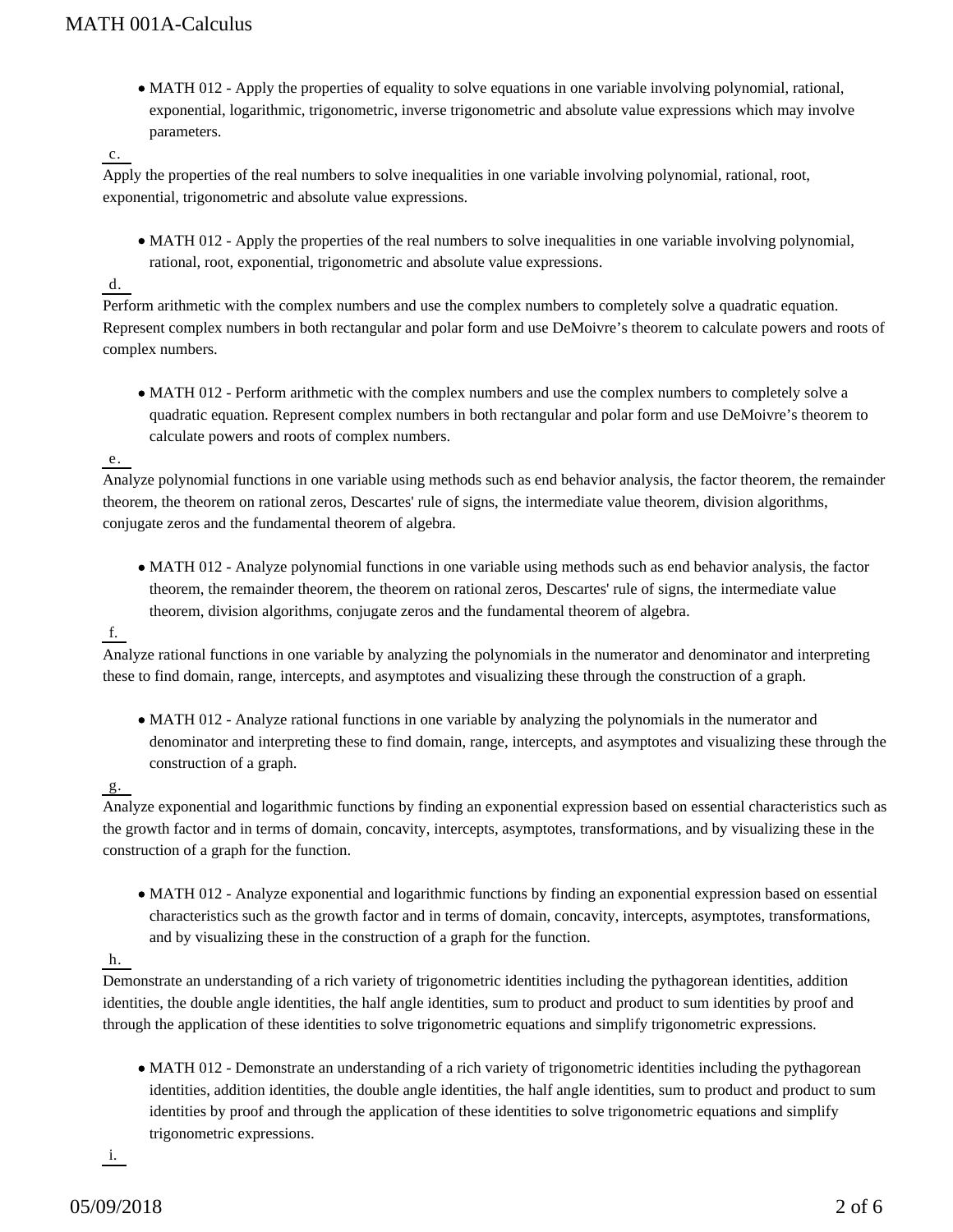- MATH 012 - Apply the properties of equality to solve equations in one variable involving polynomial, rational, exponential, logarithmic, trigonometric, inverse trigonometric and absolute value expressions which may involve parameters.

c.

Apply the properties of the real numbers to solve inequalities in one variable involving polynomial, rational, root, exponential, trigonometric and absolute value expressions.

- MATH 012 - Apply the properties of the real numbers to solve inequalities in one variable involving polynomial, rational, root, exponential, trigonometric and absolute value expressions.

d.

Perform arithmetic with the complex numbers and use the complex numbers to completely solve a quadratic equation. Represent complex numbers in both rectangular and polar form and use DeMoivre's theorem to calculate powers and roots of complex numbers.

- MATH 012 - Perform arithmetic with the complex numbers and use the complex numbers to completely solve a quadratic equation. Represent complex numbers in both rectangular and polar form and use DeMoivre's theorem to calculate powers and roots of complex numbers.

e.

Analyze polynomial functions in one variable using methods such as end behavior analysis, the factor theorem, the remainder theorem, the theorem on rational zeros, Descartes' rule of signs, the intermediate value theorem, division algorithms, conjugate zeros and the fundamental theorem of algebra.

- MATH 012 - Analyze polynomial functions in one variable using methods such as end behavior analysis, the factor theorem, the remainder theorem, the theorem on rational zeros, Descartes' rule of signs, the intermediate value theorem, division algorithms, conjugate zeros and the fundamental theorem of algebra.

f.

Analyze rational functions in one variable by analyzing the polynomials in the numerator and denominator and interpreting these to find domain, range, intercepts, and asymptotes and visualizing these through the construction of a graph.

- MATH 012 - Analyze rational functions in one variable by analyzing the polynomials in the numerator and denominator and interpreting these to find domain, range, intercepts, and asymptotes and visualizing these through the construction of a graph.

g.

Analyze exponential and logarithmic functions by finding an exponential expression based on essential characteristics such as the growth factor and in terms of domain, concavity, intercepts, asymptotes, transformations, and by visualizing these in the construction of a graph for the function.

- MATH 012 - Analyze exponential and logarithmic functions by finding an exponential expression based on essential characteristics such as the growth factor and in terms of domain, concavity, intercepts, asymptotes, transformations, and by visualizing these in the construction of a graph for the function.

h.

Demonstrate an understanding of a rich variety of trigonometric identities including the pythagorean identities, addition identities, the double angle identities, the half angle identities, sum to product and product to sum identities by proof and through the application of these identities to solve trigonometric equations and simplify trigonometric expressions.

- MATH 012 - Demonstrate an understanding of a rich variety of trigonometric identities including the pythagorean identities, addition identities, the double angle identities, the half angle identities, sum to product and product to sum identities by proof and through the application of these identities to solve trigonometric equations and simplify trigonometric expressions.

i.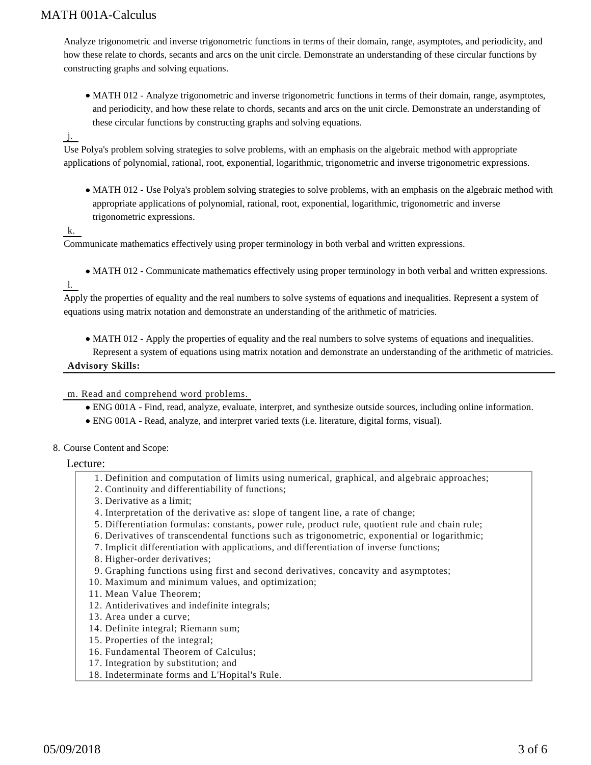Analyze trigonometric and inverse trigonometric functions in terms of their domain, range, asymptotes, and periodicity, and how these relate to chords, secants and arcs on the unit circle. Demonstrate an understanding of these circular functions by constructing graphs and solving equations.

- MATH 012 - Analyze trigonometric and inverse trigonometric functions in terms of their domain, range, asymptotes, and periodicity, and how these relate to chords, secants and arcs on the unit circle. Demonstrate an understanding of these circular functions by constructing graphs and solving equations.

j.

Use Polya's problem solving strategies to solve problems, with an emphasis on the algebraic method with appropriate applications of polynomial, rational, root, exponential, logarithmic, trigonometric and inverse trigonometric expressions.

- MATH 012 - Use Polya's problem solving strategies to solve problems, with an emphasis on the algebraic method with appropriate applications of polynomial, rational, root, exponential, logarithmic, trigonometric and inverse trigonometric expressions.

k.

Communicate mathematics effectively using proper terminology in both verbal and written expressions.

- MATH 012 - Communicate mathematics effectively using proper terminology in both verbal and written expressions.

l.

Apply the properties of equality and the real numbers to solve systems of equations and inequalities. Represent a system of equations using matrix notation and demonstrate an understanding of the arithmetic of matricies.

- MATH 012 - Apply the properties of equality and the real numbers to solve systems of equations and inequalities. Represent a system of equations using matrix notation and demonstrate an understanding of the arithmetic of matricies.

**Advisory Skills:**

m. Read and comprehend word problems.

- ENG 001A - Find, read, analyze, evaluate, interpret, and synthesize outside sources, including online information.
- ENG 001A - Read, analyze, and interpret varied texts (i.e. literature, digital forms, visual).

8. Course Content and Scope:

Lecture:

1. Definition and computation of limits using numerical, graphical, and algebraic approaches;
2. Continuity and differentiability of functions;
3. Derivative as a limit;
4. Interpretation of the derivative as: slope of tangent line, a rate of change;
5. Differentiation formulas: constants, power rule, product rule, quotient rule and chain rule;
6. Derivatives of transcendental functions such as trigonometric, exponential or logarithmic;
7. Implicit differentiation with applications, and differentiation of inverse functions;
8. Higher-order derivatives;
9. Graphing functions using first and second derivatives, concavity and asymptotes;
10. Maximum and minimum values, and optimization;
11. Mean Value Theorem;
12. Antiderivatives and indefinite integrals;
13. Area under a curve;
14. Definite integral; Riemann sum;
15. Properties of the integral;
16. Fundamental Theorem of Calculus;
17. Integration by substitution; and
18. Indeterminate forms and L'Hopital's Rule.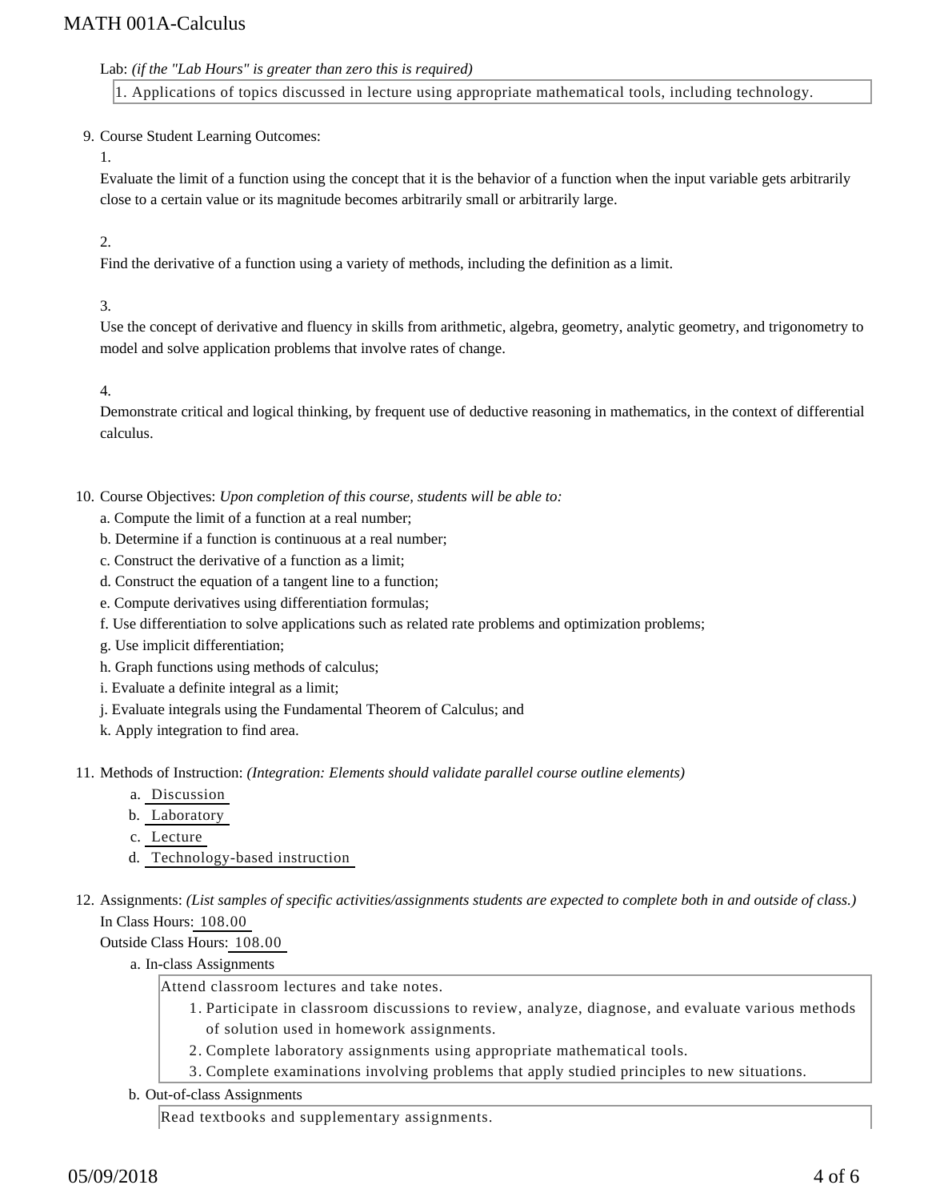Lab: *(if the "Lab Hours" is greater than zero this is required)*

1. Applications of topics discussed in lecture using appropriate mathematical tools, including technology.

9. Course Student Learning Outcomes:

   1\.

   Evaluate the limit of a function using the concept that it is the behavior of a function when the input variable gets arbitrarily close to a certain value or its magnitude becomes arbitrarily small or arbitrarily large.

   2\.

   Find the derivative of a function using a variety of methods, including the definition as a limit.

   3\.

   Use the concept of derivative and fluency in skills from arithmetic, algebra, geometry, analytic geometry, and trigonometry to model and solve application problems that involve rates of change.

   4\.

   Demonstrate critical and logical thinking, by frequent use of deductive reasoning in mathematics, in the context of differential calculus.

10. Course Objectives: *Upon completion of this course, students will be able to:*

    a. Compute the limit of a function at a real number;

    b. Determine if a function is continuous at a real number;

    c. Construct the derivative of a function as a limit;

    d. Construct the equation of a tangent line to a function;

    e. Compute derivatives using differentiation formulas;

    f. Use differentiation to solve applications such as related rate problems and optimization problems;

    g. Use implicit differentiation;

    h. Graph functions using methods of calculus;

    i. Evaluate a definite integral as a limit;

    j. Evaluate integrals using the Fundamental Theorem of Calculus; and

    k. Apply integration to find area.

11. Methods of Instruction: *(Integration: Elements should validate parallel course outline elements)*

    a. Discussion
    b. Laboratory
    c. Lecture
    d. Technology-based instruction

12. Assignments: *(List samples of specific activities/assignments students are expected to complete both in and outside of class.)*

    In Class Hours: 108.00

    Outside Class Hours: 108.00

    a. In-class Assignments

       Attend classroom lectures and take notes.

       1. Participate in classroom discussions to review, analyze, diagnose, and evaluate various methods of solution used in homework assignments.
       2. Complete laboratory assignments using appropriate mathematical tools.
       3. Complete examinations involving problems that apply studied principles to new situations.

    b. Out-of-class Assignments

       Read textbooks and supplementary assignments.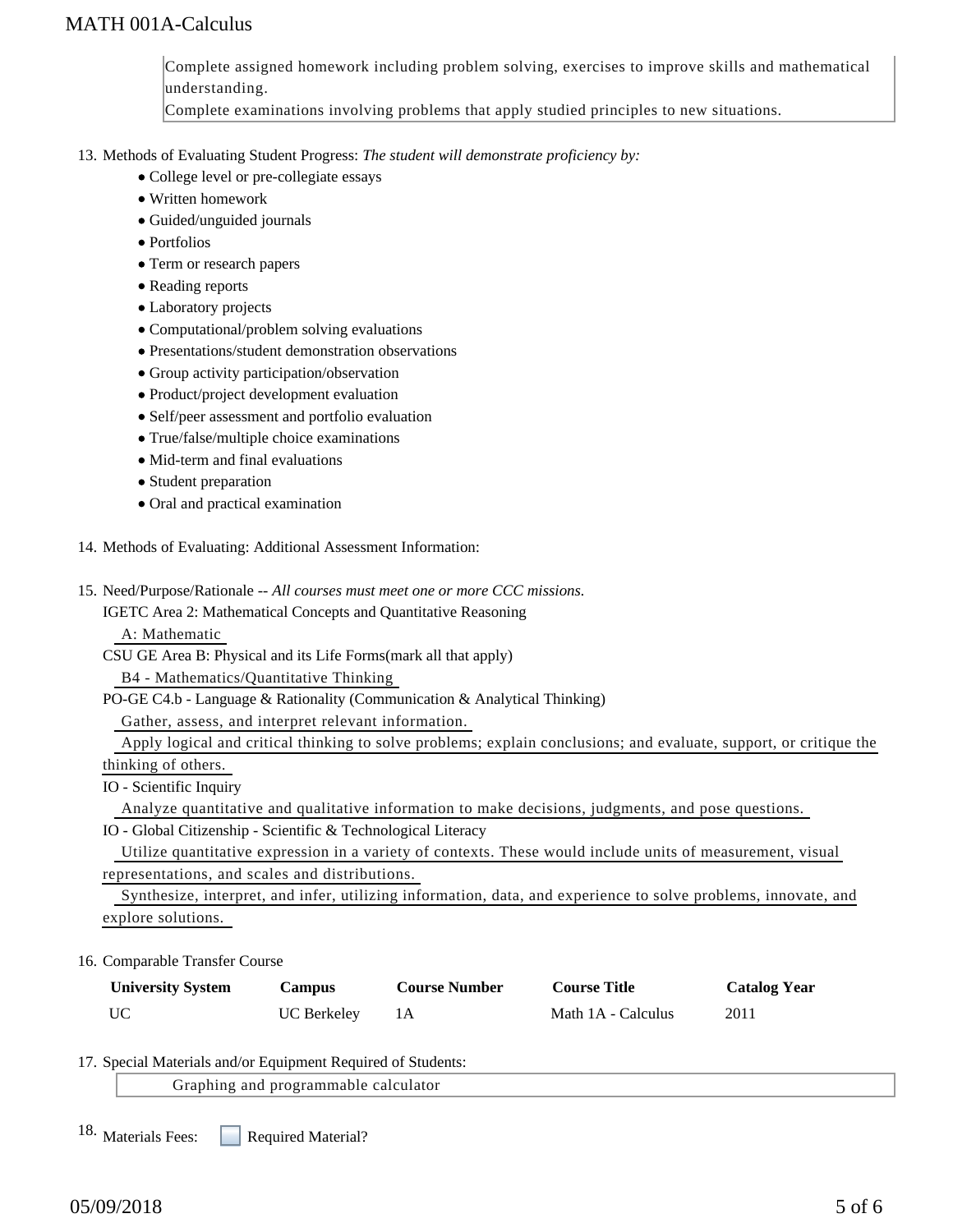Complete assigned homework including problem solving, exercises to improve skills and mathematical understanding.
Complete examinations involving problems that apply studied principles to new situations.

13. Methods of Evaluating Student Progress: *The student will demonstrate proficiency by:*
    - College level or pre-collegiate essays
    - Written homework
    - Guided/unguided journals
    - Portfolios
    - Term or research papers
    - Reading reports
    - Laboratory projects
    - Computational/problem solving evaluations
    - Presentations/student demonstration observations
    - Group activity participation/observation
    - Product/project development evaluation
    - Self/peer assessment and portfolio evaluation
    - True/false/multiple choice examinations
    - Mid-term and final evaluations
    - Student preparation
    - Oral and practical examination

14. Methods of Evaluating: Additional Assessment Information:

15. Need/Purpose/Rationale -- *All courses must meet one or more CCC missions.*

    IGETC Area 2: Mathematical Concepts and Quantitative Reasoning

    A: Mathematic

    CSU GE Area B: Physical and its Life Forms(mark all that apply)

    B4 - Mathematics/Quantitative Thinking

    PO-GE C4.b - Language & Rationality (Communication & Analytical Thinking)

    Gather, assess, and interpret relevant information.

    Apply logical and critical thinking to solve problems; explain conclusions; and evaluate, support, or critique the thinking of others.

    IO - Scientific Inquiry

    Analyze quantitative and qualitative information to make decisions, judgments, and pose questions.

    IO - Global Citizenship - Scientific & Technological Literacy

    Utilize quantitative expression in a variety of contexts. These would include units of measurement, visual representations, and scales and distributions.

    Synthesize, interpret, and infer, utilizing information, data, and experience to solve problems, innovate, and explore solutions.

16. Comparable Transfer Course

| University System | Campus | Course Number | Course Title | Catalog Year |
|---|---|---|---|---|
| UC | UC Berkeley | 1A | Math 1A - Calculus | 2011 |

17. Special Materials and/or Equipment Required of Students:

    Graphing and programmable calculator

18. Materials Fees: ☐ Required Material?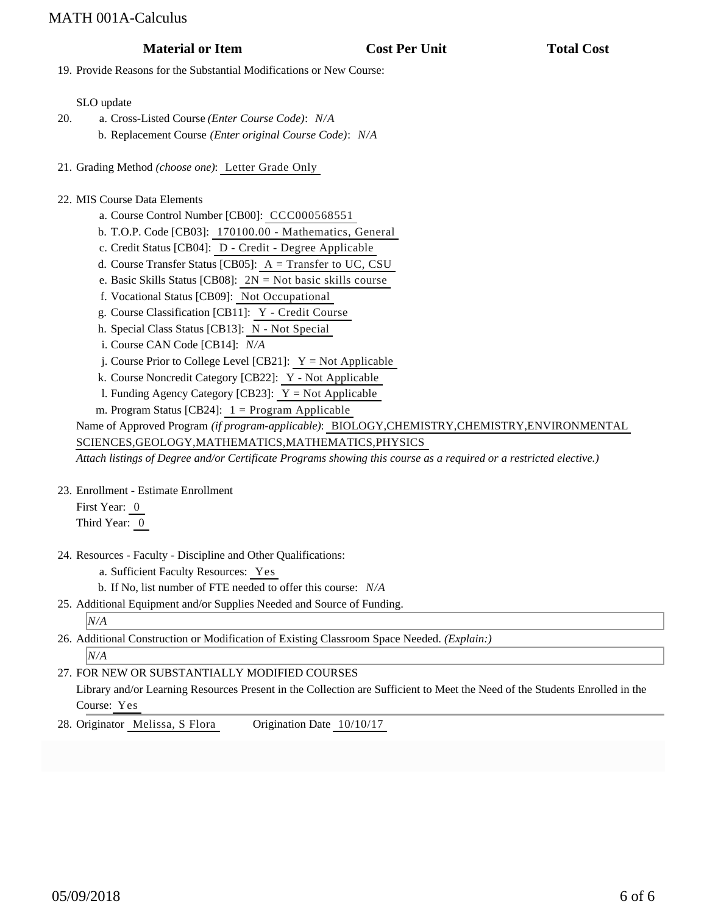| Material or Item | Cost Per Unit | Total Cost |
|---|---|---|

19. Provide Reasons for the Substantial Modifications or New Course:

    SLO update

20. a. Cross-Listed Course *(Enter Course Code)*: *N/A*
    b. Replacement Course *(Enter original Course Code)*: *N/A*

21. Grading Method *(choose one)*: Letter Grade Only

22. MIS Course Data Elements
    a. Course Control Number [CB00]: CCC000568551
    b. T.O.P. Code [CB03]: 170100.00 - Mathematics, General
    c. Credit Status [CB04]: D - Credit - Degree Applicable
    d. Course Transfer Status [CB05]: A = Transfer to UC, CSU
    e. Basic Skills Status [CB08]: 2N = Not basic skills course
    f. Vocational Status [CB09]: Not Occupational
    g. Course Classification [CB11]: Y - Credit Course
    h. Special Class Status [CB13]: N - Not Special
    i. Course CAN Code [CB14]: *N/A*
    j. Course Prior to College Level [CB21]: Y = Not Applicable
    k. Course Noncredit Category [CB22]: Y - Not Applicable
    l. Funding Agency Category [CB23]: Y = Not Applicable
    m. Program Status [CB24]: 1 = Program Applicable

    Name of Approved Program *(if program-applicable)*: BIOLOGY,CHEMISTRY,CHEMISTRY,ENVIRONMENTAL SCIENCES,GEOLOGY,MATHEMATICS,MATHEMATICS,PHYSICS

    *Attach listings of Degree and/or Certificate Programs showing this course as a required or a restricted elective.)*

23. Enrollment - Estimate Enrollment
    First Year: 0
    Third Year: 0

24. Resources - Faculty - Discipline and Other Qualifications:
    a. Sufficient Faculty Resources: Yes
    b. If No, list number of FTE needed to offer this course: *N/A*

25. Additional Equipment and/or Supplies Needed and Source of Funding.
    *N/A*

26. Additional Construction or Modification of Existing Classroom Space Needed. *(Explain:)*
    *N/A*

27. FOR NEW OR SUBSTANTIALLY MODIFIED COURSES
    Library and/or Learning Resources Present in the Collection are Sufficient to Meet the Need of the Students Enrolled in the Course: Yes

28. Originator Melissa, S Flora Origination Date 10/10/17